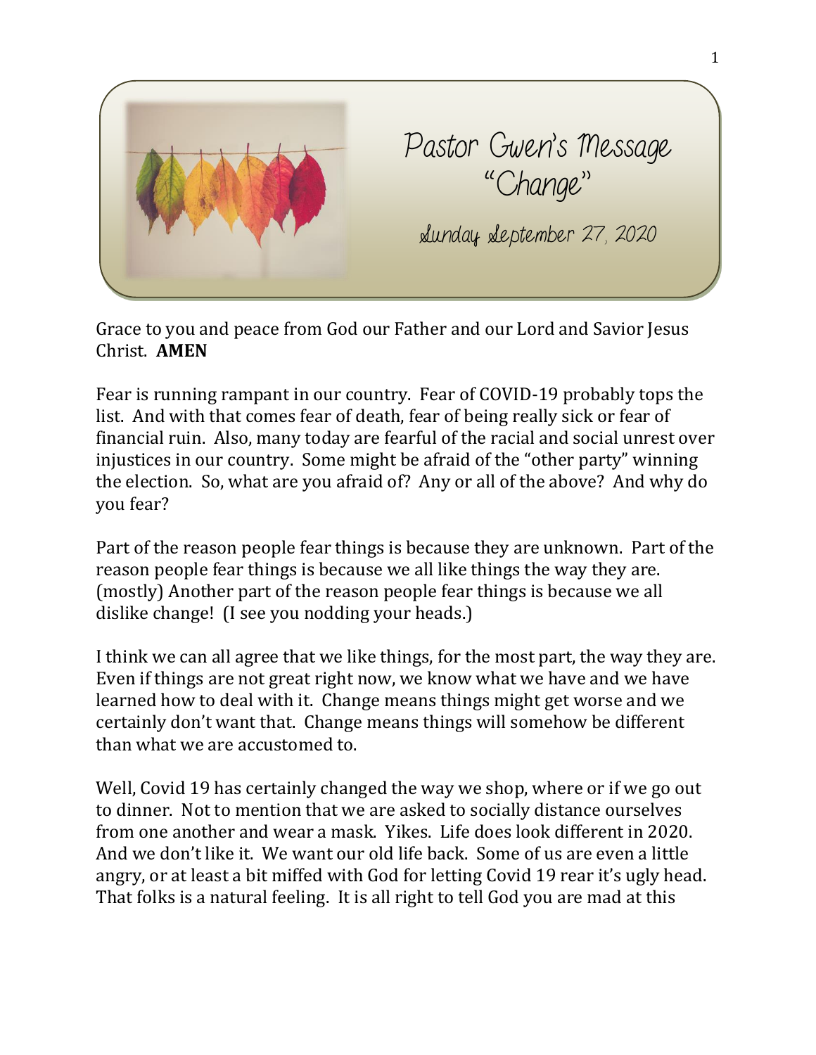# Pastor Gwen's Message
## "Change"

*Sunday September 27, 2020*

Grace to you and peace from God our Father and our Lord and Savior Jesus Christ. **AMEN**

Fear is running rampant in our country. Fear of COVID-19 probably tops the list. And with that comes fear of death, fear of being really sick or fear of financial ruin. Also, many today are fearful of the racial and social unrest over injustices in our country. Some might be afraid of the "other party" winning the election. So, what are you afraid of? Any or all of the above? And why do you fear?

Part of the reason people fear things is because they are unknown. Part of the reason people fear things is because we all like things the way they are. (mostly) Another part of the reason people fear things is because we all dislike change! (I see you nodding your heads.)

I think we can all agree that we like things, for the most part, the way they are. Even if things are not great right now, we know what we have and we have learned how to deal with it. Change means things might get worse and we certainly don't want that. Change means things will somehow be different than what we are accustomed to.

Well, Covid 19 has certainly changed the way we shop, where or if we go out to dinner. Not to mention that we are asked to socially distance ourselves from one another and wear a mask. Yikes. Life does look different in 2020. And we don't like it. We want our old life back. Some of us are even a little angry, or at least a bit miffed with God for letting Covid 19 rear it's ugly head. That folks is a natural feeling. It is all right to tell God you are mad at this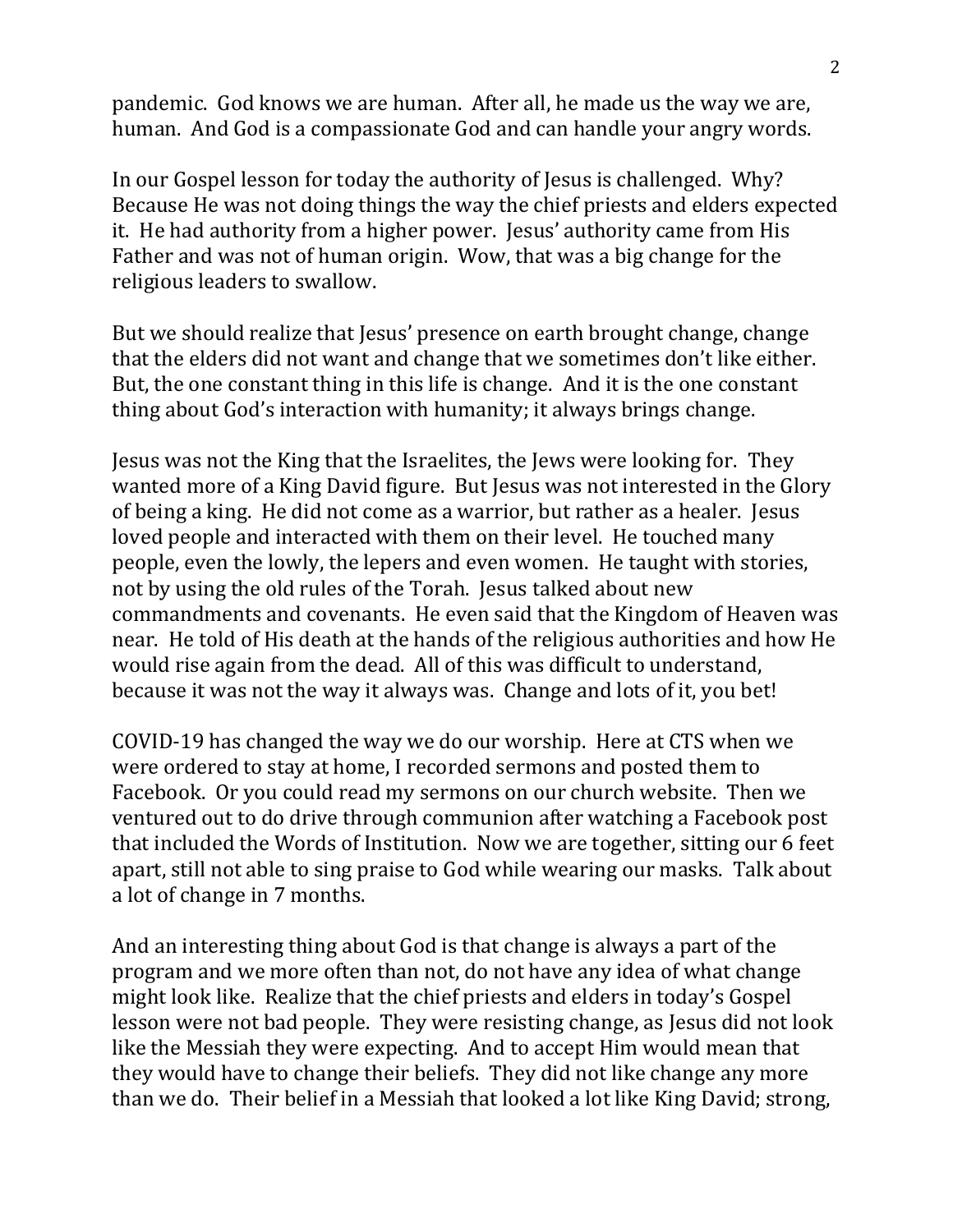pandemic. God knows we are human. After all, he made us the way we are, human. And God is a compassionate God and can handle your angry words.

In our Gospel lesson for today the authority of Jesus is challenged. Why? Because He was not doing things the way the chief priests and elders expected it. He had authority from a higher power. Jesus' authority came from His Father and was not of human origin. Wow, that was a big change for the religious leaders to swallow.

But we should realize that Jesus' presence on earth brought change, change that the elders did not want and change that we sometimes don't like either. But, the one constant thing in this life is change. And it is the one constant thing about God's interaction with humanity; it always brings change.

Jesus was not the King that the Israelites, the Jews were looking for. They wanted more of a King David figure. But Jesus was not interested in the Glory of being a king. He did not come as a warrior, but rather as a healer. Jesus loved people and interacted with them on their level. He touched many people, even the lowly, the lepers and even women. He taught with stories, not by using the old rules of the Torah. Jesus talked about new commandments and covenants. He even said that the Kingdom of Heaven was near. He told of His death at the hands of the religious authorities and how He would rise again from the dead. All of this was difficult to understand, because it was not the way it always was. Change and lots of it, you bet!

COVID-19 has changed the way we do our worship. Here at CTS when we were ordered to stay at home, I recorded sermons and posted them to Facebook. Or you could read my sermons on our church website. Then we ventured out to do drive through communion after watching a Facebook post that included the Words of Institution. Now we are together, sitting our 6 feet apart, still not able to sing praise to God while wearing our masks. Talk about a lot of change in 7 months.

And an interesting thing about God is that change is always a part of the program and we more often than not, do not have any idea of what change might look like. Realize that the chief priests and elders in today's Gospel lesson were not bad people. They were resisting change, as Jesus did not look like the Messiah they were expecting. And to accept Him would mean that they would have to change their beliefs. They did not like change any more than we do. Their belief in a Messiah that looked a lot like King David; strong,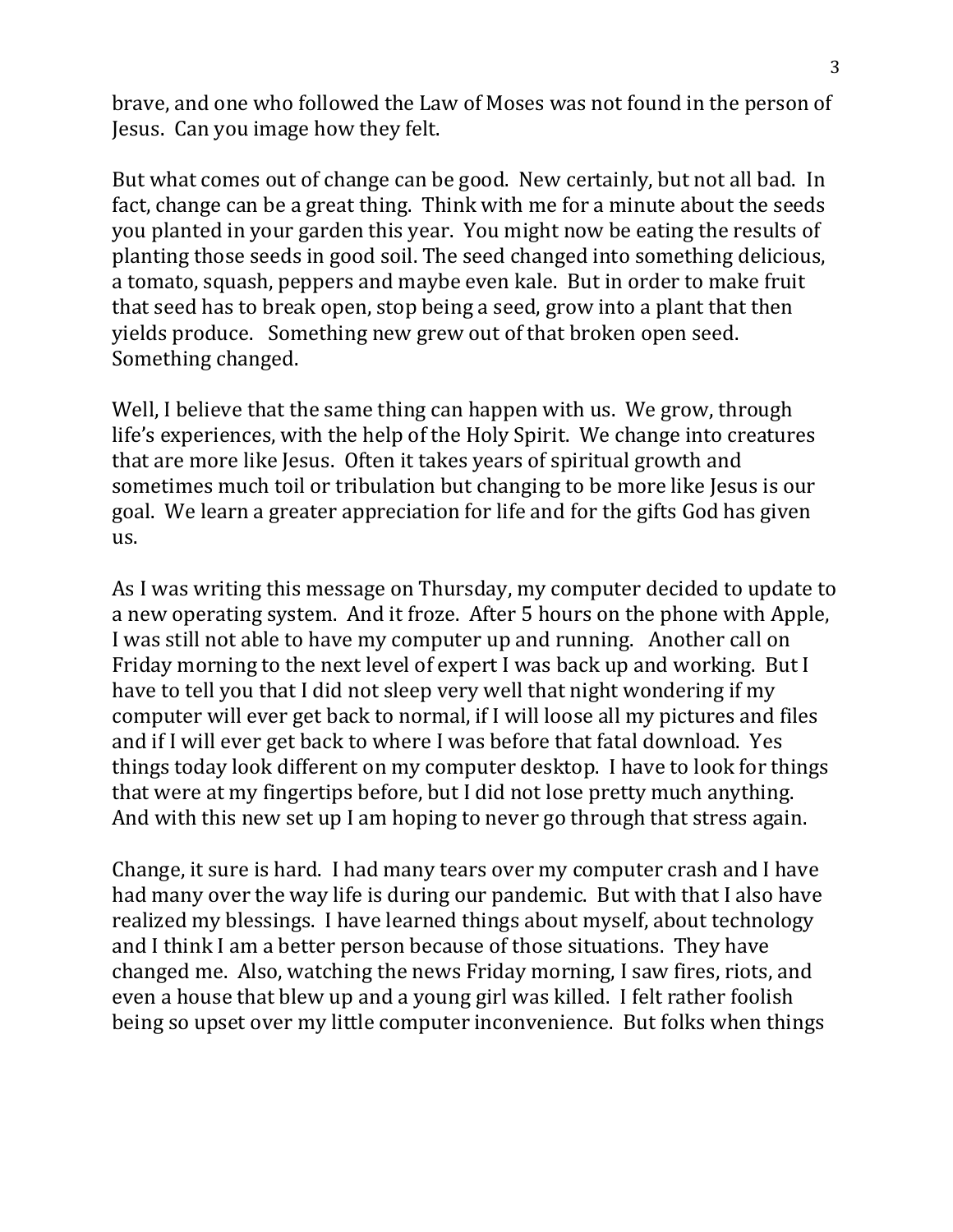brave, and one who followed the Law of Moses was not found in the person of Jesus. Can you image how they felt.

But what comes out of change can be good. New certainly, but not all bad. In fact, change can be a great thing. Think with me for a minute about the seeds you planted in your garden this year. You might now be eating the results of planting those seeds in good soil. The seed changed into something delicious, a tomato, squash, peppers and maybe even kale. But in order to make fruit that seed has to break open, stop being a seed, grow into a plant that then yields produce. Something new grew out of that broken open seed. Something changed.

Well, I believe that the same thing can happen with us. We grow, through life's experiences, with the help of the Holy Spirit. We change into creatures that are more like Jesus. Often it takes years of spiritual growth and sometimes much toil or tribulation but changing to be more like Jesus is our goal. We learn a greater appreciation for life and for the gifts God has given us.

As I was writing this message on Thursday, my computer decided to update to a new operating system. And it froze. After 5 hours on the phone with Apple, I was still not able to have my computer up and running. Another call on Friday morning to the next level of expert I was back up and working. But I have to tell you that I did not sleep very well that night wondering if my computer will ever get back to normal, if I will loose all my pictures and files and if I will ever get back to where I was before that fatal download. Yes things today look different on my computer desktop. I have to look for things that were at my fingertips before, but I did not lose pretty much anything. And with this new set up I am hoping to never go through that stress again.

Change, it sure is hard. I had many tears over my computer crash and I have had many over the way life is during our pandemic. But with that I also have realized my blessings. I have learned things about myself, about technology and I think I am a better person because of those situations. They have changed me. Also, watching the news Friday morning, I saw fires, riots, and even a house that blew up and a young girl was killed. I felt rather foolish being so upset over my little computer inconvenience. But folks when things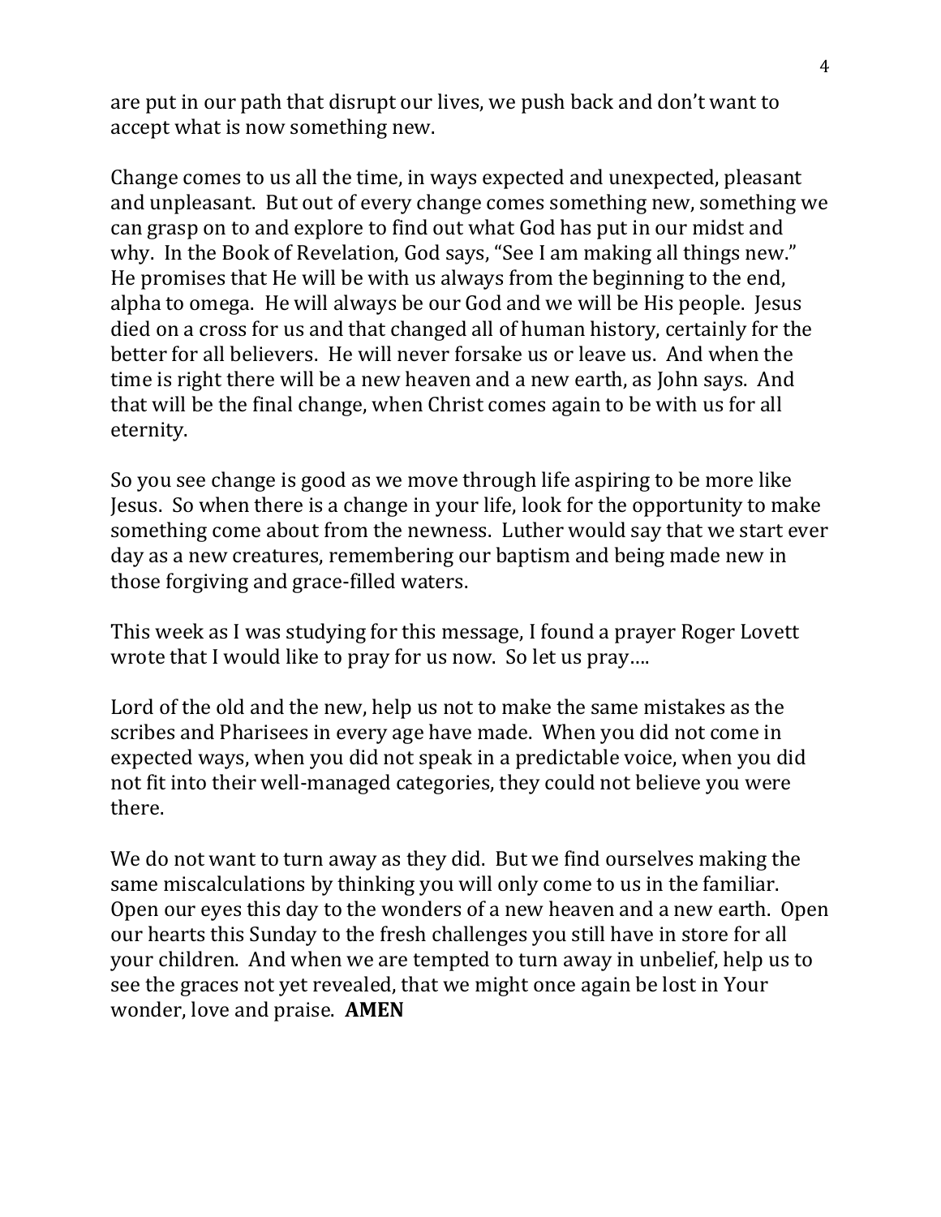are put in our path that disrupt our lives, we push back and don't want to accept what is now something new.

Change comes to us all the time, in ways expected and unexpected, pleasant and unpleasant. But out of every change comes something new, something we can grasp on to and explore to find out what God has put in our midst and why. In the Book of Revelation, God says, "See I am making all things new." He promises that He will be with us always from the beginning to the end, alpha to omega. He will always be our God and we will be His people. Jesus died on a cross for us and that changed all of human history, certainly for the better for all believers. He will never forsake us or leave us. And when the time is right there will be a new heaven and a new earth, as John says. And that will be the final change, when Christ comes again to be with us for all eternity.

So you see change is good as we move through life aspiring to be more like Jesus. So when there is a change in your life, look for the opportunity to make something come about from the newness. Luther would say that we start ever day as a new creatures, remembering our baptism and being made new in those forgiving and grace-filled waters.

This week as I was studying for this message, I found a prayer Roger Lovett wrote that I would like to pray for us now. So let us pray....

Lord of the old and the new, help us not to make the same mistakes as the scribes and Pharisees in every age have made. When you did not come in expected ways, when you did not speak in a predictable voice, when you did not fit into their well-managed categories, they could not believe you were there.

We do not want to turn away as they did. But we find ourselves making the same miscalculations by thinking you will only come to us in the familiar. Open our eyes this day to the wonders of a new heaven and a new earth. Open our hearts this Sunday to the fresh challenges you still have in store for all your children. And when we are tempted to turn away in unbelief, help us to see the graces not yet revealed, that we might once again be lost in Your wonder, love and praise. **AMEN**